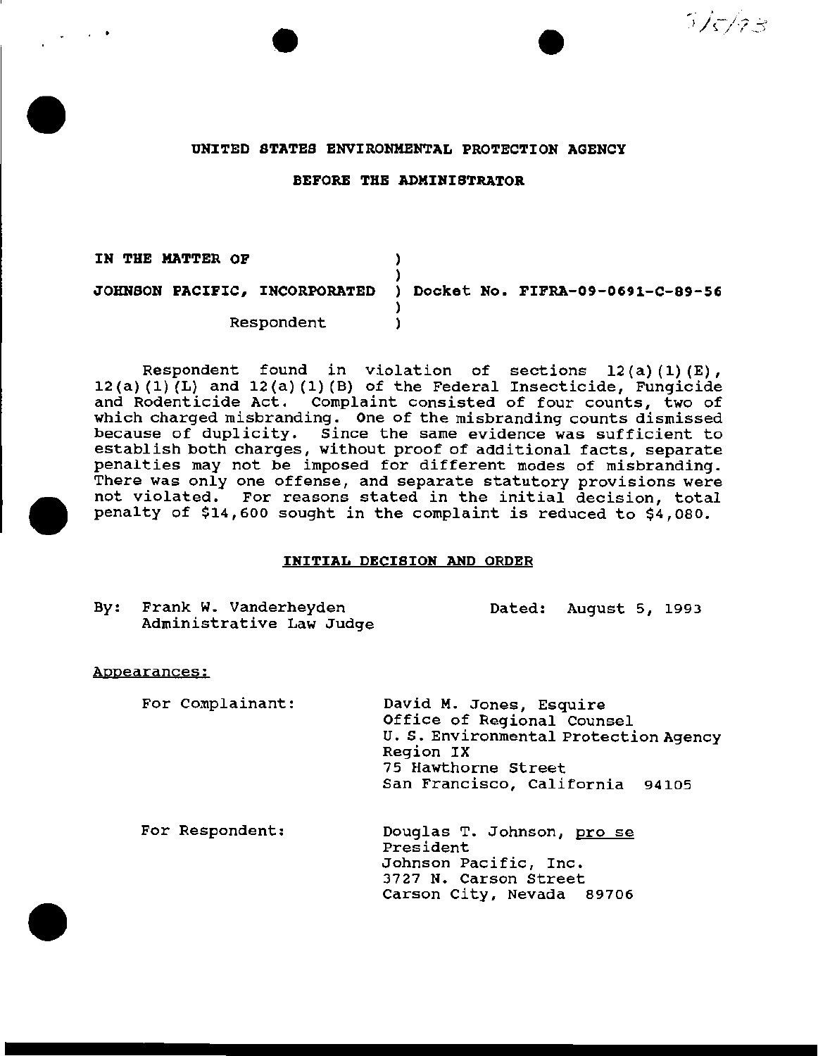UNITED STATES ENVIRONMENTAL PROTECTION AGENCY

BEFORE THE ADMINISTRATOR

IN THE MATTER OF

JOHNSON PACIFIC, INCORPORATED ) Docket No. FIFRA-09-0691-C-89-56

Respondent

Respondent found in violation of sections 12(a)(1)(E), 12(a)(1)(L) and 12(a)(1)(B) of the Federal Insecticide, Fungicide and Rodenticide Act. Complaint consisted of four counts, two of which charged misbranding. One of the misbranding counts dismissed because of duplicity. Since the same evidence was sufficient to establish both charges, without proof of additional facts, separate penalties may not be imposed for different modes of misbranding. There was only one offense, and separate statutory provisions were not violated. For reasons stated in the initial decision, total penalty of $14,600 sought in the complaint is reduced to $4,080.

## INITIAL DECISION AND ORDER

By: Frank W. Vanderheyden, Administrative Law Judge

Dated: August 5, 1993

Appearances:

For Complainant:

David M. Jones, Esquire
Office of Regional Counsel
U. S. Environmental Protection Agency
Region IX
75 Hawthorne Street
San Francisco, California 94105

For Respondent:

Douglas T. Johnson, pro se
President
Johnson Pacific, Inc.
3727 N. Carson Street
Carson City, Nevada 89706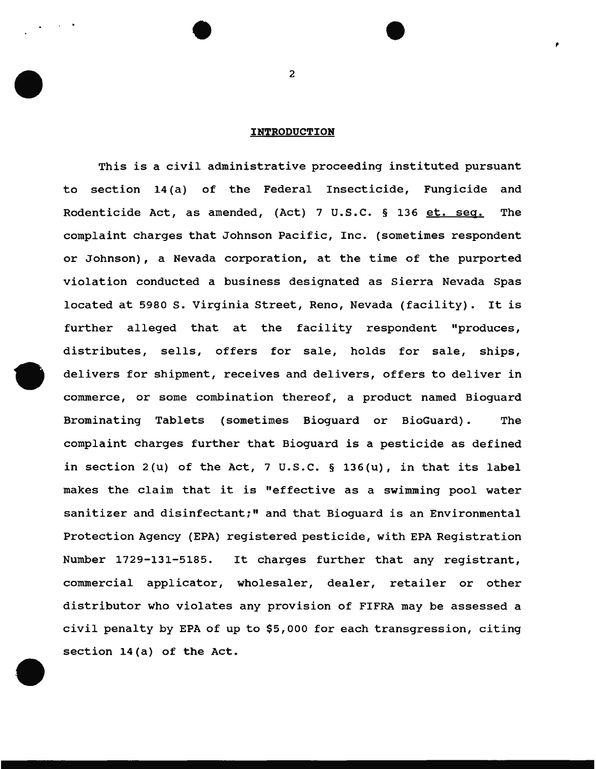## INTRODUCTION

This is a civil administrative proceeding instituted pursuant to section 14(a) of the Federal Insecticide, Fungicide and Rodenticide Act, as amended, (Act) 7 U.S.C. § 136 et. seq. The complaint charges that Johnson Pacific, Inc. (sometimes respondent or Johnson), a Nevada corporation, at the time of the purported violation conducted a business designated as Sierra Nevada Spas located at 5980 S. Virginia Street, Reno, Nevada (facility). It is further alleged that at the facility respondent "produces, distributes, sells, offers for sale, holds for sale, ships, delivers for shipment, receives and delivers, offers to deliver in commerce, or some combination thereof, a product named Bioguard Brominating Tablets (sometimes Bioguard or BioGuard). The complaint charges further that Bioguard is a pesticide as defined in section 2(u) of the Act, 7 U.S.C. § 136(u), in that its label makes the claim that it is "effective as a swimming pool water sanitizer and disinfectant;" and that Bioguard is an Environmental Protection Agency (EPA) registered pesticide, with EPA Registration Number 1729-131-5185. It charges further that any registrant, commercial applicator, wholesaler, dealer, retailer or other distributor who violates any provision of FIFRA may be assessed a civil penalty by EPA of up to $5,000 for each transgression, citing section 14(a) of the Act.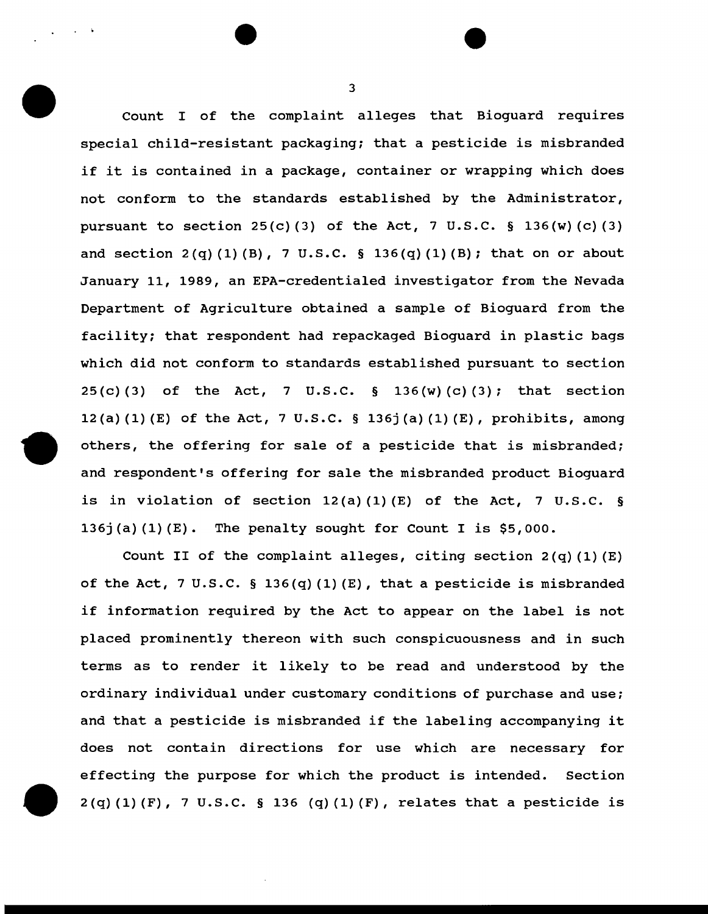Count I of the complaint alleges that Bioguard requires special child-resistant packaging; that a pesticide is misbranded if it is contained in a package, container or wrapping which does not conform to the standards established by the Administrator, pursuant to section 25(c)(3) of the Act, 7 U.S.C. § 136(w)(c)(3) and section 2(q)(1)(B), 7 U.S.C. § 136(q)(1)(B); that on or about January 11, 1989, an EPA-credentialed investigator from the Nevada Department of Agriculture obtained a sample of Bioguard from the facility; that respondent had repackaged Bioguard in plastic bags which did not conform to standards established pursuant to section 25(c)(3) of the Act, 7 U.S.C. § 136(w)(c)(3); that section 12(a)(1)(E) of the Act, 7 U.S.C. § 136j(a)(1)(E), prohibits, among others, the offering for sale of a pesticide that is misbranded; and respondent's offering for sale the misbranded product Bioguard is in violation of section 12(a)(1)(E) of the Act, 7 U.S.C. § 136j(a)(1)(E). The penalty sought for Count I is $5,000.

Count II of the complaint alleges, citing section 2(q)(1)(E) of the Act, 7 U.S.C. § 136(q)(1)(E), that a pesticide is misbranded if information required by the Act to appear on the label is not placed prominently thereon with such conspicuousness and in such terms as to render it likely to be read and understood by the ordinary individual under customary conditions of purchase and use; and that a pesticide is misbranded if the labeling accompanying it does not contain directions for use which are necessary for effecting the purpose for which the product is intended. Section 2(q)(1)(F), 7 U.S.C. § 136 (q)(1)(F), relates that a pesticide is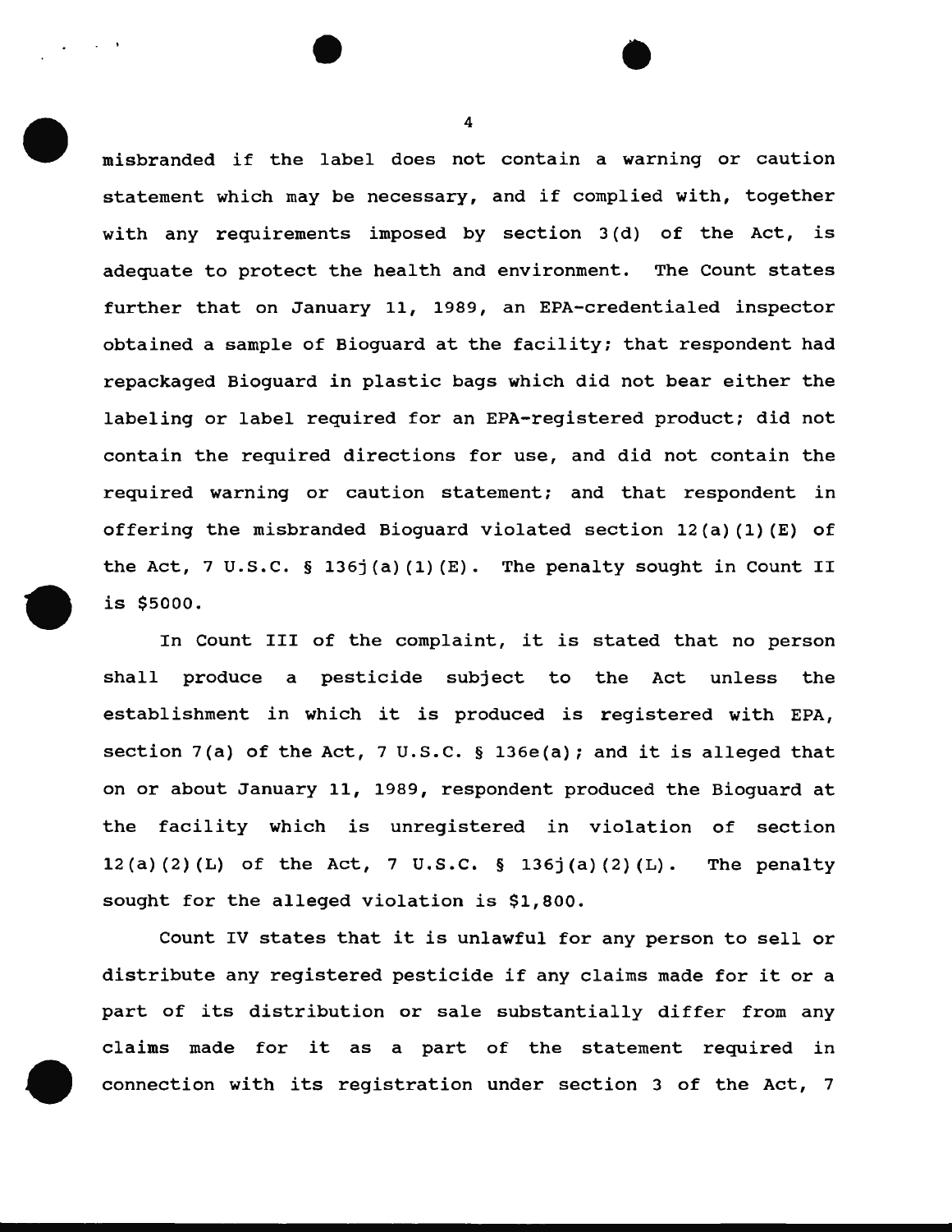misbranded if the label does not contain a warning or caution statement which may be necessary, and if complied with, together with any requirements imposed by section 3(d) of the Act, is adequate to protect the health and environment. The Count states further that on January 11, 1989, an EPA-credentialed inspector obtained a sample of Bioguard at the facility; that respondent had repackaged Bioguard in plastic bags which did not bear either the labeling or label required for an EPA-registered product; did not contain the required directions for use, and did not contain the required warning or caution statement; and that respondent in offering the misbranded Bioguard violated section 12(a)(1)(E) of the Act, 7 U.S.C. § 136j(a)(1)(E). The penalty sought in Count II is $5000.

In Count III of the complaint, it is stated that no person shall produce a pesticide subject to the Act unless the establishment in which it is produced is registered with EPA, section 7(a) of the Act, 7 U.S.C. § 136e(a); and it is alleged that on or about January 11, 1989, respondent produced the Bioguard at the facility which is unregistered in violation of section 12(a)(2)(L) of the Act, 7 U.S.C. § 136j(a)(2)(L). The penalty sought for the alleged violation is $1,800.

Count IV states that it is unlawful for any person to sell or distribute any registered pesticide if any claims made for it or a part of its distribution or sale substantially differ from any claims made for it as a part of the statement required in connection with its registration under section 3 of the Act, 7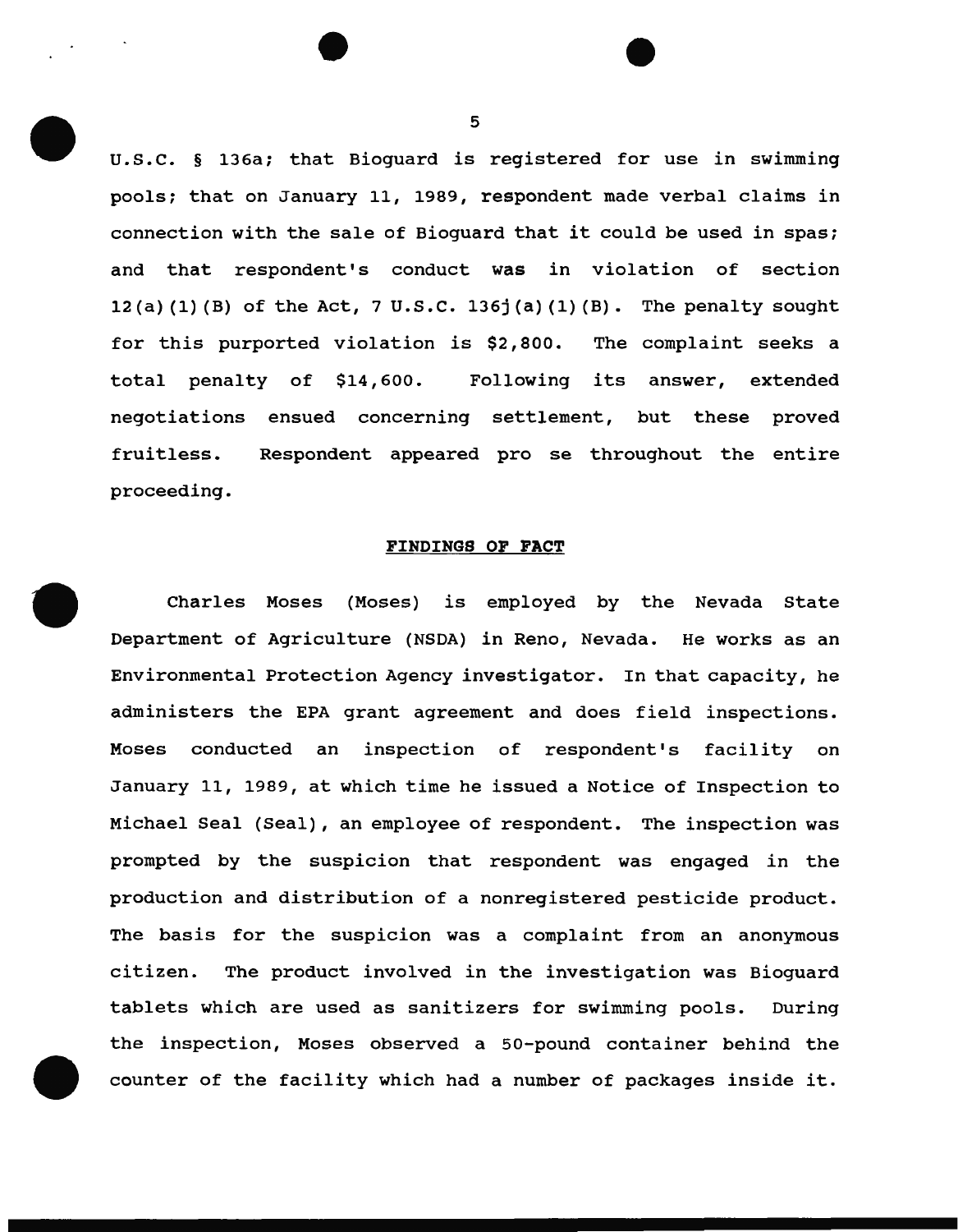U.S.C. § 136a; that Bioguard is registered for use in swimming pools; that on January 11, 1989, respondent made verbal claims in connection with the sale of Bioguard that it could be used in spas; and that respondent's conduct was in violation of section 12(a)(1)(B) of the Act, 7 U.S.C. 136j(a)(1)(B). The penalty sought for this purported violation is $2,800. The complaint seeks a total penalty of $14,600. Following its answer, extended negotiations ensued concerning settlement, but these proved fruitless. Respondent appeared pro se throughout the entire proceeding.

## FINDINGS OF FACT

Charles Moses (Moses) is employed by the Nevada State Department of Agriculture (NSDA) in Reno, Nevada. He works as an Environmental Protection Agency investigator. In that capacity, he administers the EPA grant agreement and does field inspections. Moses conducted an inspection of respondent's facility on January 11, 1989, at which time he issued a Notice of Inspection to Michael Seal (Seal), an employee of respondent. The inspection was prompted by the suspicion that respondent was engaged in the production and distribution of a nonregistered pesticide product. The basis for the suspicion was a complaint from an anonymous citizen. The product involved in the investigation was Bioguard tablets which are used as sanitizers for swimming pools. During the inspection, Moses observed a 50-pound container behind the counter of the facility which had a number of packages inside it.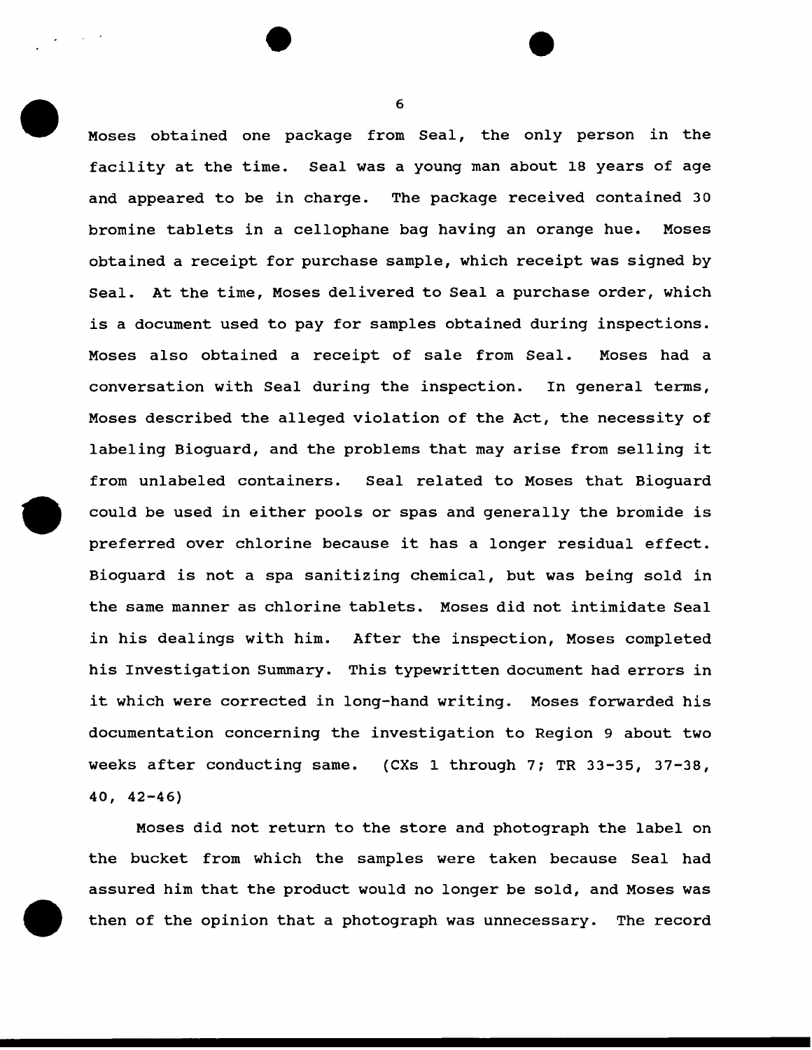Moses obtained one package from Seal, the only person in the facility at the time. Seal was a young man about 18 years of age and appeared to be in charge. The package received contained 30 bromine tablets in a cellophane bag having an orange hue. Moses obtained a receipt for purchase sample, which receipt was signed by Seal. At the time, Moses delivered to Seal a purchase order, which is a document used to pay for samples obtained during inspections. Moses also obtained a receipt of sale from Seal. Moses had a conversation with Seal during the inspection. In general terms, Moses described the alleged violation of the Act, the necessity of labeling Bioguard, and the problems that may arise from selling it from unlabeled containers. Seal related to Moses that Bioguard could be used in either pools or spas and generally the bromide is preferred over chlorine because it has a longer residual effect. Bioguard is not a spa sanitizing chemical, but was being sold in the same manner as chlorine tablets. Moses did not intimidate Seal in his dealings with him. After the inspection, Moses completed his Investigation Summary. This typewritten document had errors in it which were corrected in long-hand writing. Moses forwarded his documentation concerning the investigation to Region 9 about two weeks after conducting same. (CXs 1 through 7; TR 33-35, 37-38, 40, 42-46)

Moses did not return to the store and photograph the label on the bucket from which the samples were taken because Seal had assured him that the product would no longer be sold, and Moses was then of the opinion that a photograph was unnecessary. The record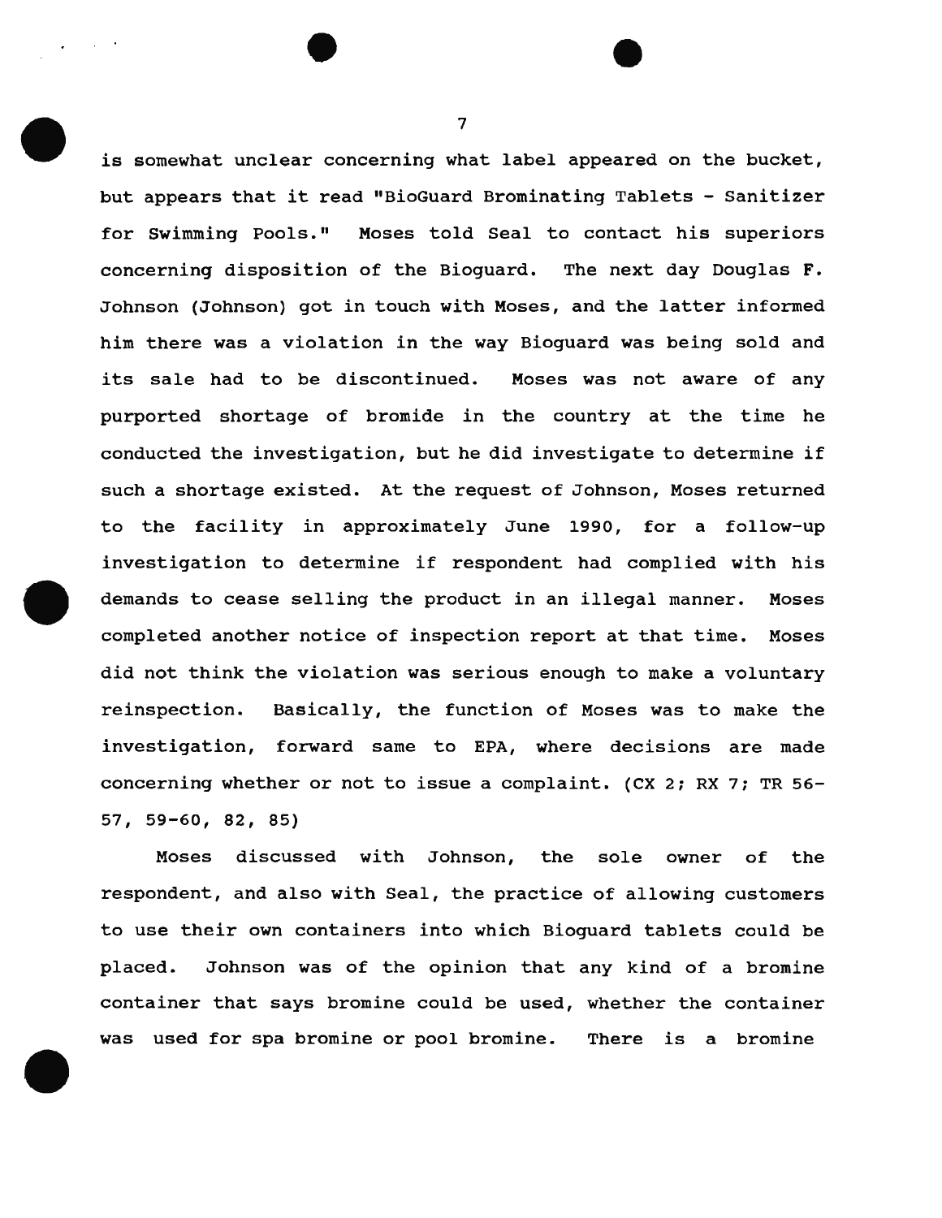is somewhat unclear concerning what label appeared on the bucket, but appears that it read "BioGuard Brominating Tablets - Sanitizer for Swimming Pools." Moses told Seal to contact his superiors concerning disposition of the Bioguard. The next day Douglas F. Johnson (Johnson) got in touch with Moses, and the latter informed him there was a violation in the way Bioguard was being sold and its sale had to be discontinued. Moses was not aware of any purported shortage of bromide in the country at the time he conducted the investigation, but he did investigate to determine if such a shortage existed. At the request of Johnson, Moses returned to the facility in approximately June 1990, for a follow-up investigation to determine if respondent had complied with his demands to cease selling the product in an illegal manner. Moses completed another notice of inspection report at that time. Moses did not think the violation was serious enough to make a voluntary reinspection. Basically, the function of Moses was to make the investigation, forward same to EPA, where decisions are made concerning whether or not to issue a complaint. (CX 2; RX 7; TR 56-57, 59-60, 82, 85)

Moses discussed with Johnson, the sole owner of the respondent, and also with Seal, the practice of allowing customers to use their own containers into which Bioguard tablets could be placed. Johnson was of the opinion that any kind of a bromine container that says bromine could be used, whether the container was used for spa bromine or pool bromine. There is a bromine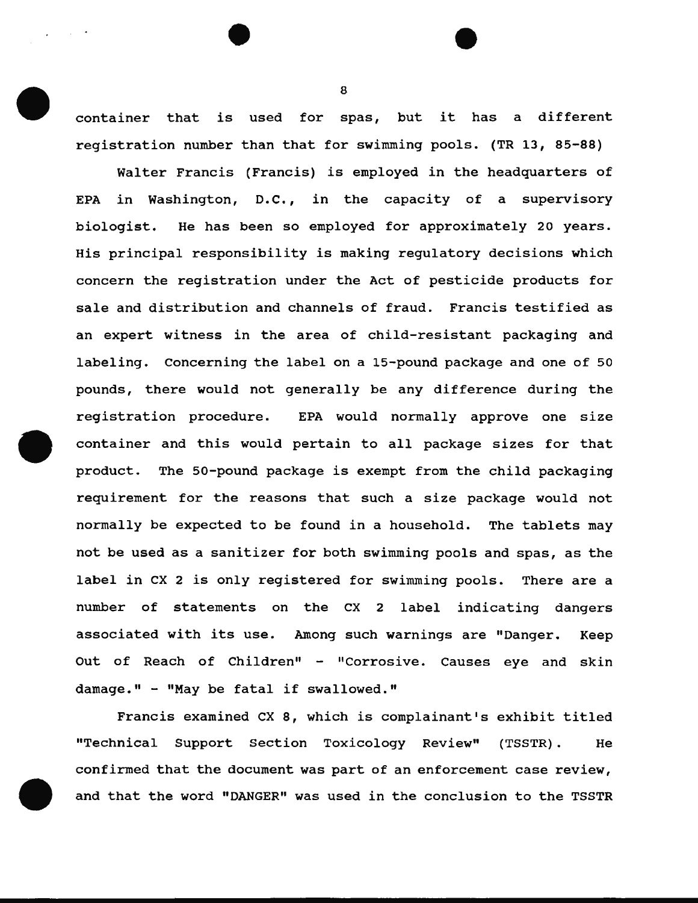container that is used for spas, but it has a different registration number than that for swimming pools. (TR 13, 85-88)

Walter Francis (Francis) is employed in the headquarters of EPA in Washington, D.C., in the capacity of a supervisory biologist. He has been so employed for approximately 20 years. His principal responsibility is making regulatory decisions which concern the registration under the Act of pesticide products for sale and distribution and channels of fraud. Francis testified as an expert witness in the area of child-resistant packaging and labeling. Concerning the label on a 15-pound package and one of 50 pounds, there would not generally be any difference during the registration procedure. EPA would normally approve one size container and this would pertain to all package sizes for that product. The 50-pound package is exempt from the child packaging requirement for the reasons that such a size package would not normally be expected to be found in a household. The tablets may not be used as a sanitizer for both swimming pools and spas, as the label in CX 2 is only registered for swimming pools. There are a number of statements on the CX 2 label indicating dangers associated with its use. Among such warnings are "Danger. Keep Out of Reach of Children" - "Corrosive. Causes eye and skin damage." - "May be fatal if swallowed."

Francis examined CX 8, which is complainant's exhibit titled "Technical Support Section Toxicology Review" (TSSTR). He confirmed that the document was part of an enforcement case review, and that the word "DANGER" was used in the conclusion to the TSSTR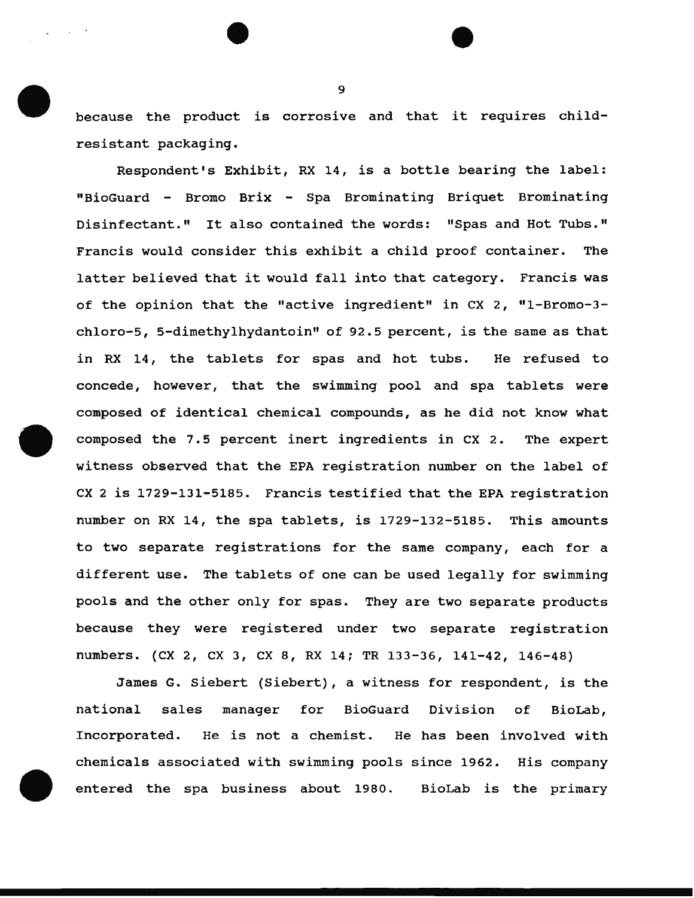because the product is corrosive and that it requires child-resistant packaging.

Respondent's Exhibit, RX 14, is a bottle bearing the label: "BioGuard - Bromo Brix - Spa Brominating Briquet Brominating Disinfectant." It also contained the words: "Spas and Hot Tubs." Francis would consider this exhibit a child proof container. The latter believed that it would fall into that category. Francis was of the opinion that the "active ingredient" in CX 2, "1-Bromo-3-chloro-5, 5-dimethylhydantoin" of 92.5 percent, is the same as that in RX 14, the tablets for spas and hot tubs. He refused to concede, however, that the swimming pool and spa tablets were composed of identical chemical compounds, as he did not know what composed the 7.5 percent inert ingredients in CX 2. The expert witness observed that the EPA registration number on the label of CX 2 is 1729-131-5185. Francis testified that the EPA registration number on RX 14, the spa tablets, is 1729-132-5185. This amounts to two separate registrations for the same company, each for a different use. The tablets of one can be used legally for swimming pools and the other only for spas. They are two separate products because they were registered under two separate registration numbers. (CX 2, CX 3, CX 8, RX 14; TR 133-36, 141-42, 146-48)

James G. Siebert (Siebert), a witness for respondent, is the national sales manager for BioGuard Division of BioLab, Incorporated. He is not a chemist. He has been involved with chemicals associated with swimming pools since 1962. His company entered the spa business about 1980. BioLab is the primary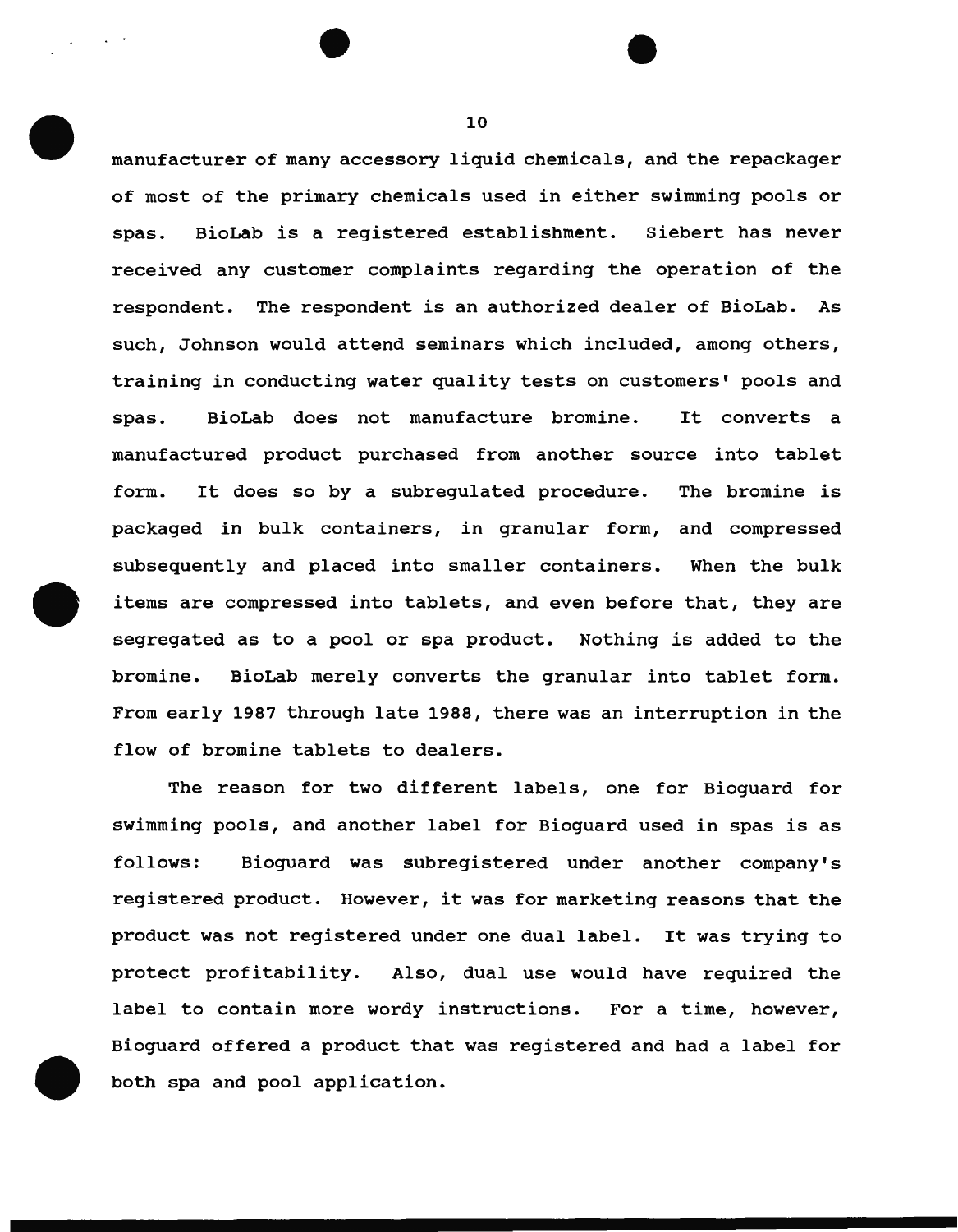manufacturer of many accessory liquid chemicals, and the repackager of most of the primary chemicals used in either swimming pools or spas. BioLab is a registered establishment. Siebert has never received any customer complaints regarding the operation of the respondent. The respondent is an authorized dealer of BioLab. As such, Johnson would attend seminars which included, among others, training in conducting water quality tests on customers' pools and spas. BioLab does not manufacture bromine. It converts a manufactured product purchased from another source into tablet form. It does so by a subregulated procedure. The bromine is packaged in bulk containers, in granular form, and compressed subsequently and placed into smaller containers. When the bulk items are compressed into tablets, and even before that, they are segregated as to a pool or spa product. Nothing is added to the bromine. BioLab merely converts the granular into tablet form. From early 1987 through late 1988, there was an interruption in the flow of bromine tablets to dealers.

The reason for two different labels, one for Bioguard for swimming pools, and another label for Bioguard used in spas is as follows: Bioguard was subregistered under another company's registered product. However, it was for marketing reasons that the product was not registered under one dual label. It was trying to protect profitability. Also, dual use would have required the label to contain more wordy instructions. For a time, however, Bioguard offered a product that was registered and had a label for both spa and pool application.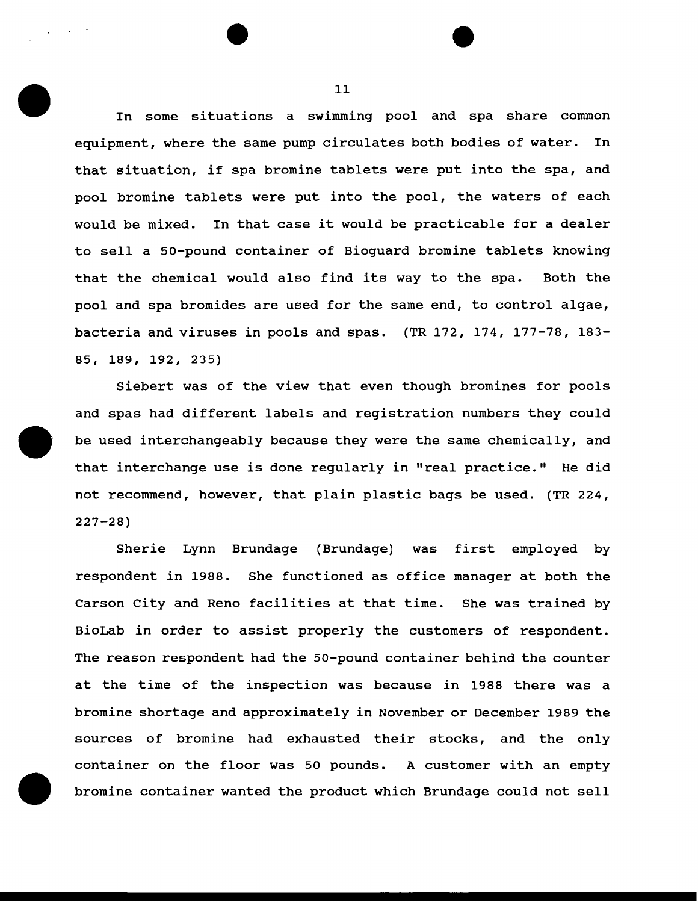In some situations a swimming pool and spa share common equipment, where the same pump circulates both bodies of water. In that situation, if spa bromine tablets were put into the spa, and pool bromine tablets were put into the pool, the waters of each would be mixed. In that case it would be practicable for a dealer to sell a 50-pound container of Bioguard bromine tablets knowing that the chemical would also find its way to the spa. Both the pool and spa bromides are used for the same end, to control algae, bacteria and viruses in pools and spas. (TR 172, 174, 177-78, 183-85, 189, 192, 235)

Siebert was of the view that even though bromines for pools and spas had different labels and registration numbers they could be used interchangeably because they were the same chemically, and that interchange use is done regularly in "real practice." He did not recommend, however, that plain plastic bags be used. (TR 224, 227-28)

Sherie Lynn Brundage (Brundage) was first employed by respondent in 1988. She functioned as office manager at both the Carson City and Reno facilities at that time. She was trained by BioLab in order to assist properly the customers of respondent. The reason respondent had the 50-pound container behind the counter at the time of the inspection was because in 1988 there was a bromine shortage and approximately in November or December 1989 the sources of bromine had exhausted their stocks, and the only container on the floor was 50 pounds. A customer with an empty bromine container wanted the product which Brundage could not sell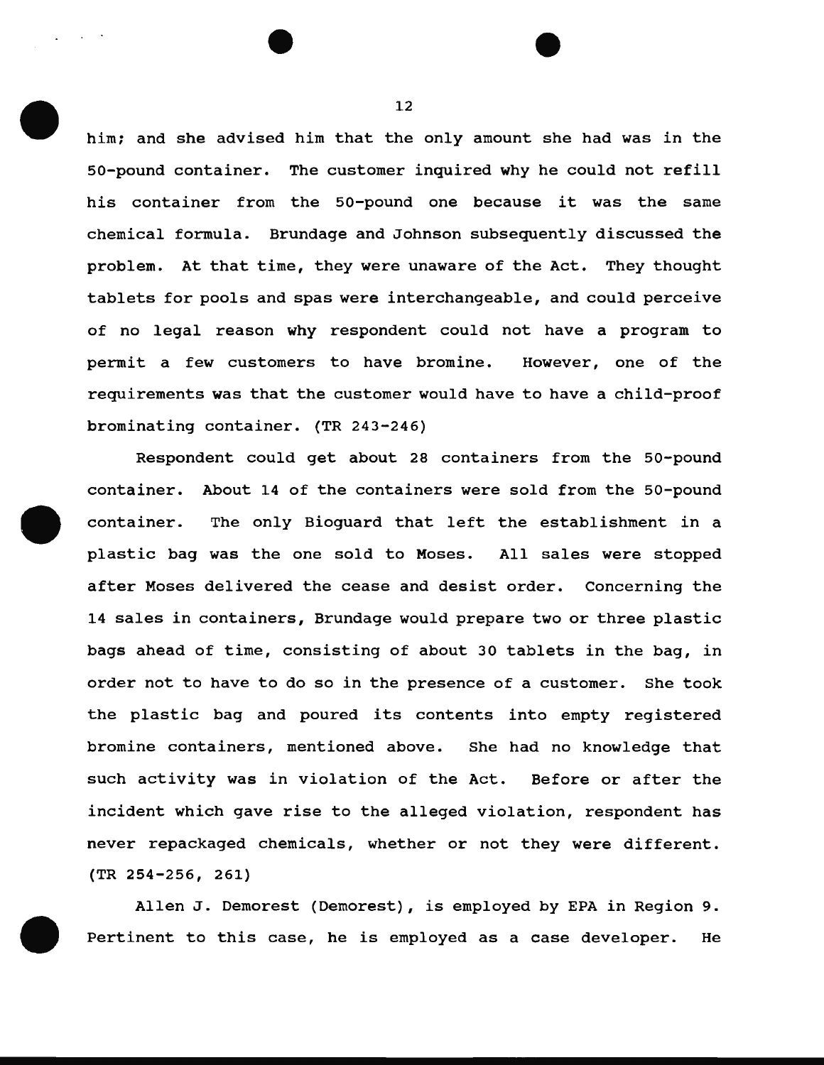him; and she advised him that the only amount she had was in the 50-pound container. The customer inquired why he could not refill his container from the 50-pound one because it was the same chemical formula. Brundage and Johnson subsequently discussed the problem. At that time, they were unaware of the Act. They thought tablets for pools and spas were interchangeable, and could perceive of no legal reason why respondent could not have a program to permit a few customers to have bromine. However, one of the requirements was that the customer would have to have a child-proof brominating container. (TR 243-246)

Respondent could get about 28 containers from the 50-pound container. About 14 of the containers were sold from the 50-pound container. The only Bioguard that left the establishment in a plastic bag was the one sold to Moses. All sales were stopped after Moses delivered the cease and desist order. Concerning the 14 sales in containers, Brundage would prepare two or three plastic bags ahead of time, consisting of about 30 tablets in the bag, in order not to have to do so in the presence of a customer. She took the plastic bag and poured its contents into empty registered bromine containers, mentioned above. She had no knowledge that such activity was in violation of the Act. Before or after the incident which gave rise to the alleged violation, respondent has never repackaged chemicals, whether or not they were different. (TR 254-256, 261)

Allen J. Demorest (Demorest), is employed by EPA in Region 9. Pertinent to this case, he is employed as a case developer. He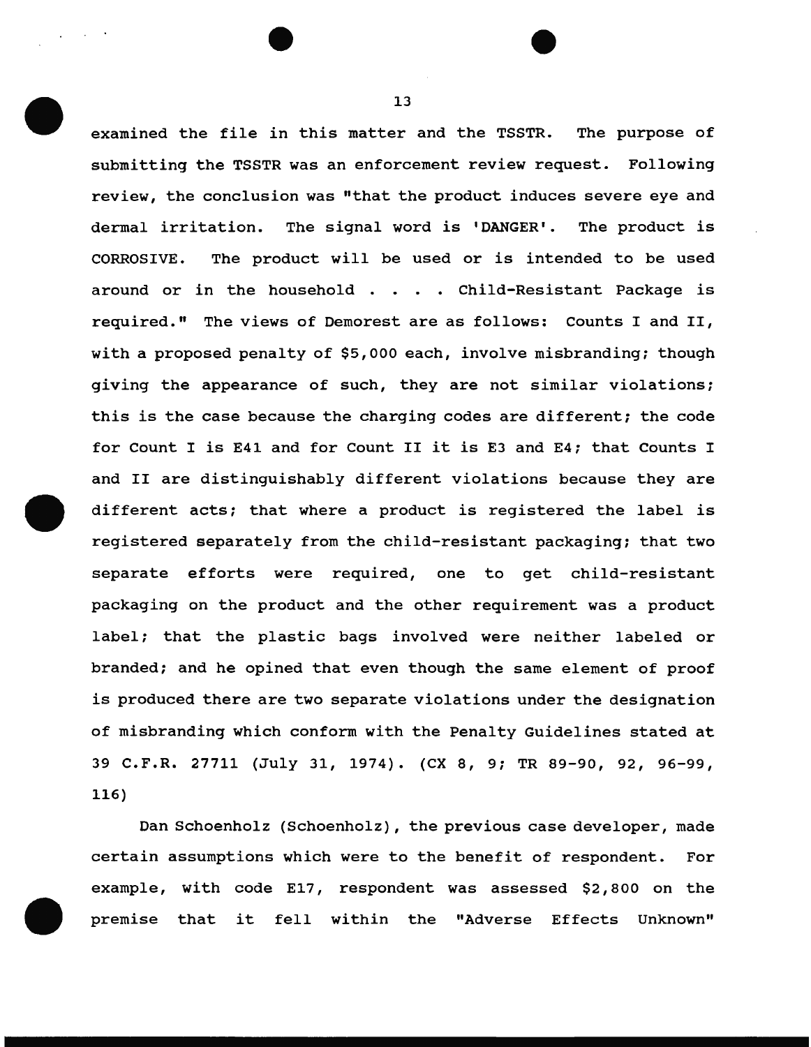examined the file in this matter and the TSSTR. The purpose of submitting the TSSTR was an enforcement review request. Following review, the conclusion was "that the product induces severe eye and dermal irritation. The signal word is 'DANGER'. The product is CORROSIVE. The product will be used or is intended to be used around or in the household . . . . Child-Resistant Package is required." The views of Demorest are as follows: Counts I and II, with a proposed penalty of $5,000 each, involve misbranding; though giving the appearance of such, they are not similar violations; this is the case because the charging codes are different; the code for Count I is E41 and for Count II it is E3 and E4; that Counts I and II are distinguishably different violations because they are different acts; that where a product is registered the label is registered separately from the child-resistant packaging; that two separate efforts were required, one to get child-resistant packaging on the product and the other requirement was a product label; that the plastic bags involved were neither labeled or branded; and he opined that even though the same element of proof is produced there are two separate violations under the designation of misbranding which conform with the Penalty Guidelines stated at 39 C.F.R. 27711 (July 31, 1974). (CX 8, 9; TR 89-90, 92, 96-99, 116)

Dan Schoenholz (Schoenholz), the previous case developer, made certain assumptions which were to the benefit of respondent. For example, with code E17, respondent was assessed $2,800 on the premise that it fell within the "Adverse Effects Unknown"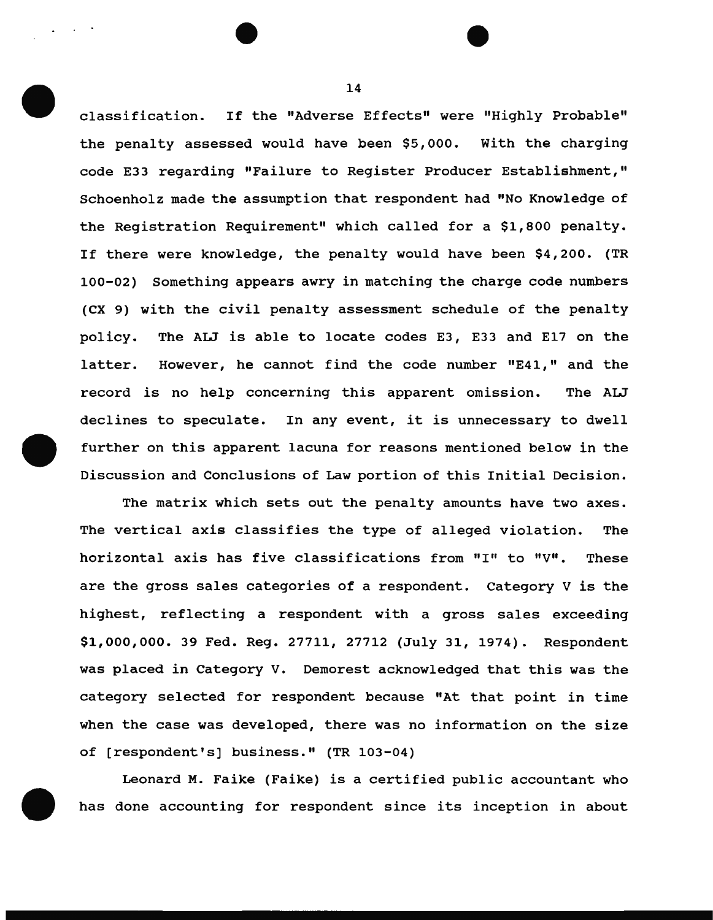classification. If the "Adverse Effects" were "Highly Probable" the penalty assessed would have been $5,000. With the charging code E33 regarding "Failure to Register Producer Establishment," Schoenholz made the assumption that respondent had "No Knowledge of the Registration Requirement" which called for a $1,800 penalty. If there were knowledge, the penalty would have been $4,200. (TR 100-02) Something appears awry in matching the charge code numbers (CX 9) with the civil penalty assessment schedule of the penalty policy. The ALJ is able to locate codes E3, E33 and E17 on the latter. However, he cannot find the code number "E41," and the record is no help concerning this apparent omission. The ALJ declines to speculate. In any event, it is unnecessary to dwell further on this apparent lacuna for reasons mentioned below in the Discussion and Conclusions of Law portion of this Initial Decision.

The matrix which sets out the penalty amounts have two axes. The vertical axis classifies the type of alleged violation. The horizontal axis has five classifications from "I" to "V". These are the gross sales categories of a respondent. Category V is the highest, reflecting a respondent with a gross sales exceeding $1,000,000. 39 Fed. Reg. 27711, 27712 (July 31, 1974). Respondent was placed in Category V. Demorest acknowledged that this was the category selected for respondent because "At that point in time when the case was developed, there was no information on the size of [respondent's] business." (TR 103-04)

Leonard M. Faike (Faike) is a certified public accountant who has done accounting for respondent since its inception in about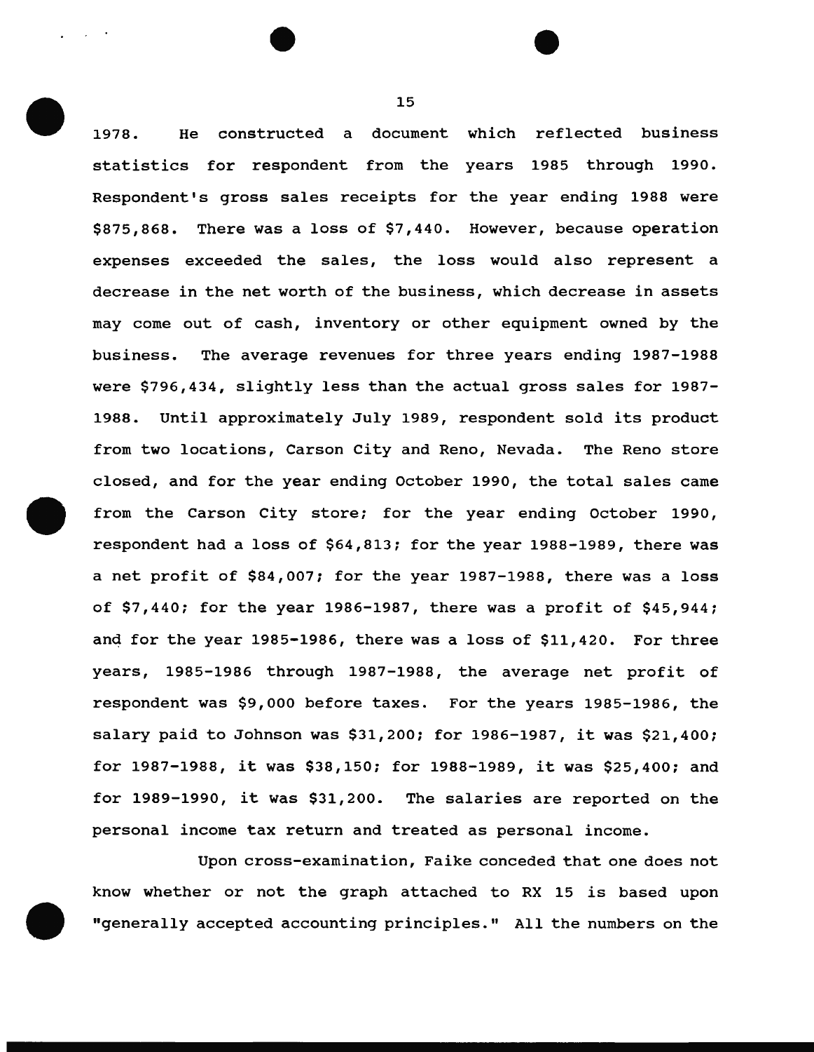1978. He constructed a document which reflected business statistics for respondent from the years 1985 through 1990. Respondent's gross sales receipts for the year ending 1988 were $875,868. There was a loss of $7,440. However, because operation expenses exceeded the sales, the loss would also represent a decrease in the net worth of the business, which decrease in assets may come out of cash, inventory or other equipment owned by the business. The average revenues for three years ending 1987-1988 were $796,434, slightly less than the actual gross sales for 1987-1988. Until approximately July 1989, respondent sold its product from two locations, Carson City and Reno, Nevada. The Reno store closed, and for the year ending October 1990, the total sales came from the Carson City store; for the year ending October 1990, respondent had a loss of $64,813; for the year 1988-1989, there was a net profit of $84,007; for the year 1987-1988, there was a loss of $7,440; for the year 1986-1987, there was a profit of $45,944; and for the year 1985-1986, there was a loss of $11,420. For three years, 1985-1986 through 1987-1988, the average net profit of respondent was $9,000 before taxes. For the years 1985-1986, the salary paid to Johnson was $31,200; for 1986-1987, it was $21,400; for 1987-1988, it was $38,150; for 1988-1989, it was $25,400; and for 1989-1990, it was $31,200. The salaries are reported on the personal income tax return and treated as personal income.

Upon cross-examination, Faike conceded that one does not know whether or not the graph attached to RX 15 is based upon "generally accepted accounting principles." All the numbers on the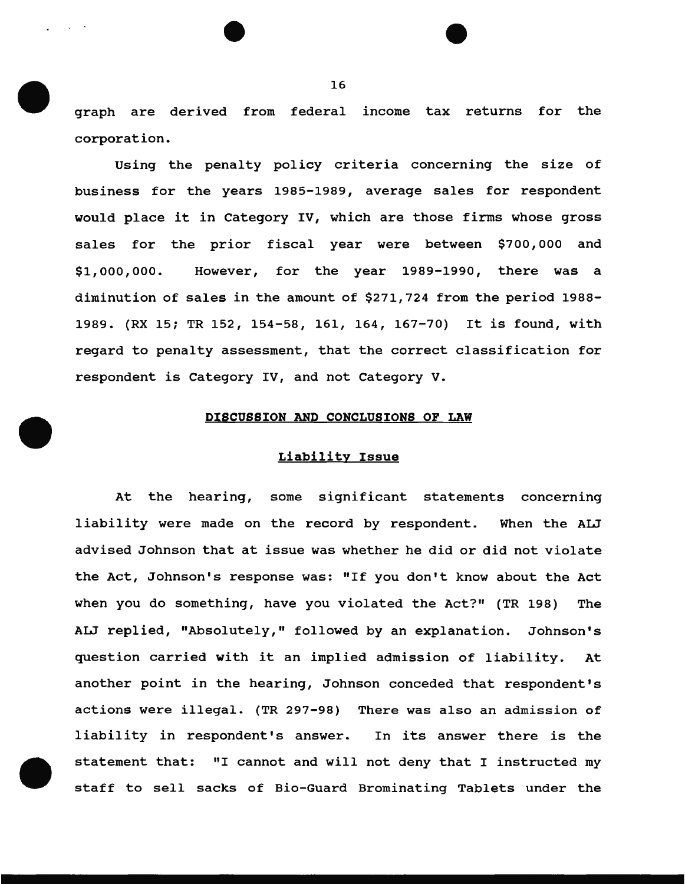graph are derived from federal income tax returns for the corporation.

Using the penalty policy criteria concerning the size of business for the years 1985-1989, average sales for respondent would place it in Category IV, which are those firms whose gross sales for the prior fiscal year were between $700,000 and $1,000,000. However, for the year 1989-1990, there was a diminution of sales in the amount of $271,724 from the period 1988-1989. (RX 15; TR 152, 154-58, 161, 164, 167-70) It is found, with regard to penalty assessment, that the correct classification for respondent is Category IV, and not Category V.

## DISCUSSION AND CONCLUSIONS OF LAW

### Liability Issue

At the hearing, some significant statements concerning liability were made on the record by respondent. When the ALJ advised Johnson that at issue was whether he did or did not violate the Act, Johnson's response was: "If you don't know about the Act when you do something, have you violated the Act?" (TR 198) The ALJ replied, "Absolutely," followed by an explanation. Johnson's question carried with it an implied admission of liability. At another point in the hearing, Johnson conceded that respondent's actions were illegal. (TR 297-98) There was also an admission of liability in respondent's answer. In its answer there is the statement that: "I cannot and will not deny that I instructed my staff to sell sacks of Bio-Guard Brominating Tablets under the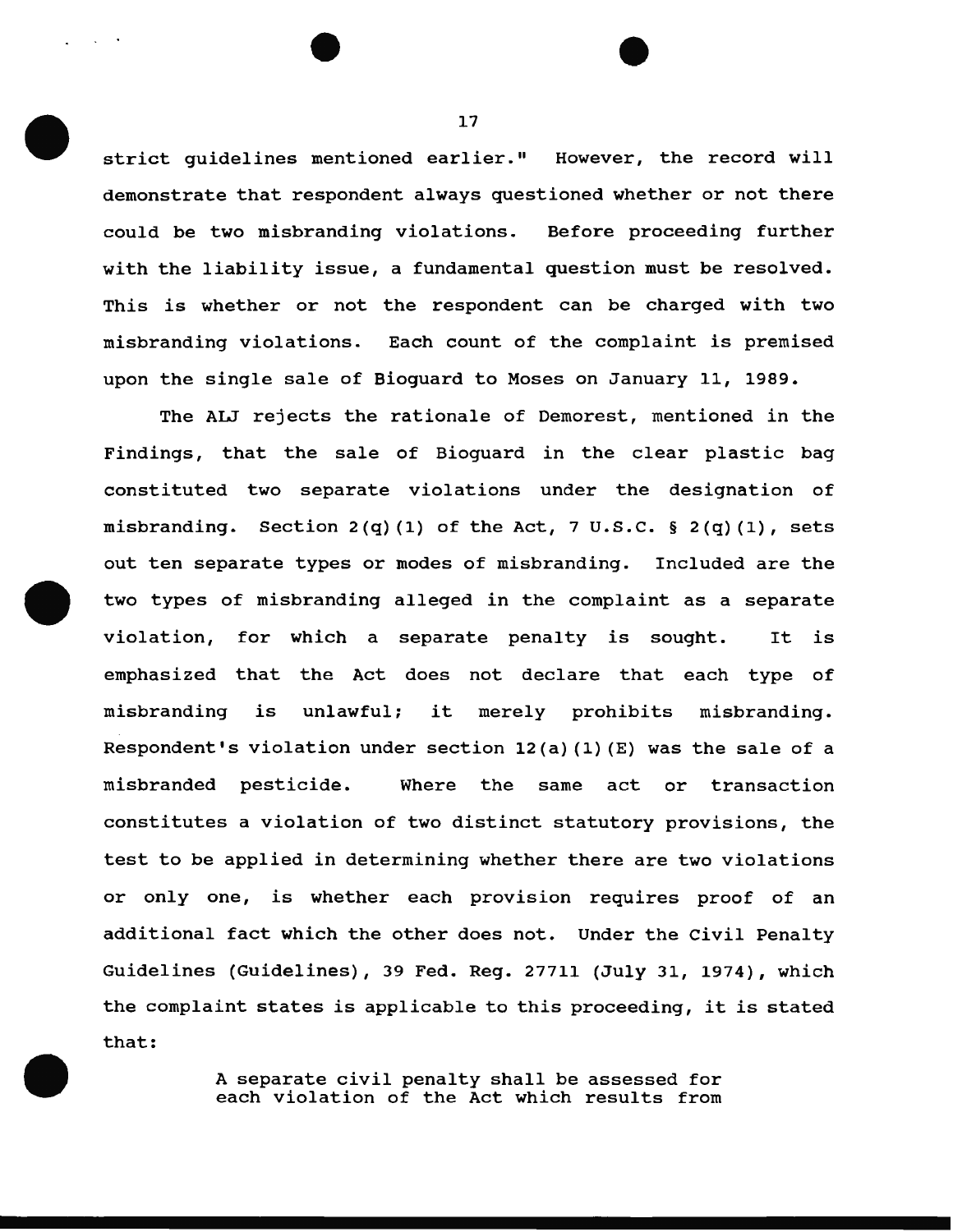strict guidelines mentioned earlier." However, the record will demonstrate that respondent always questioned whether or not there could be two misbranding violations. Before proceeding further with the liability issue, a fundamental question must be resolved. This is whether or not the respondent can be charged with two misbranding violations. Each count of the complaint is premised upon the single sale of Bioguard to Moses on January 11, 1989.

The ALJ rejects the rationale of Demorest, mentioned in the Findings, that the sale of Bioguard in the clear plastic bag constituted two separate violations under the designation of misbranding. Section 2(q)(1) of the Act, 7 U.S.C. § 2(q)(1), sets out ten separate types or modes of misbranding. Included are the two types of misbranding alleged in the complaint as a separate violation, for which a separate penalty is sought. It is emphasized that the Act does not declare that each type of misbranding is unlawful; it merely prohibits misbranding. Respondent's violation under section 12(a)(1)(E) was the sale of a misbranded pesticide. Where the same act or transaction constitutes a violation of two distinct statutory provisions, the test to be applied in determining whether there are two violations or only one, is whether each provision requires proof of an additional fact which the other does not. Under the Civil Penalty Guidelines (Guidelines), 39 Fed. Reg. 27711 (July 31, 1974), which the complaint states is applicable to this proceeding, it is stated that:

> A separate civil penalty shall be assessed for each violation of the Act which results from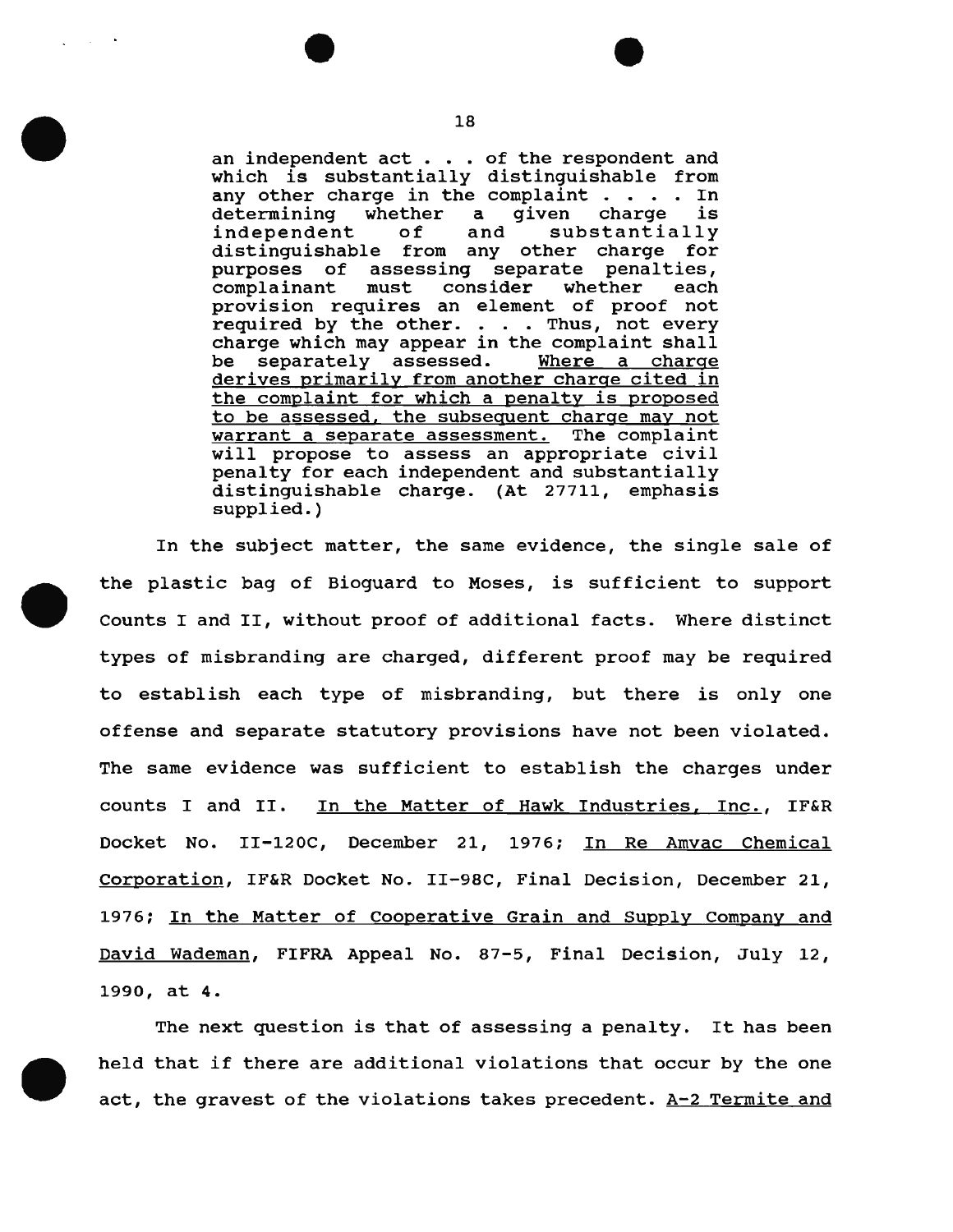> an independent act . . . of the respondent and which is substantially distinguishable from any other charge in the complaint . . . . In determining whether a given charge is independent of and substantially distinguishable from any other charge for purposes of assessing separate penalties, complainant must consider whether each provision requires an element of proof not required by the other. . . . Thus, not every charge which may appear in the complaint shall be separately assessed. <u>Where a charge derives primarily from another charge cited in the complaint for which a penalty is proposed to be assessed, the subsequent charge may not warrant a separate assessment.</u> The complaint will propose to assess an appropriate civil penalty for each independent and substantially distinguishable charge. (At 27711, emphasis supplied.)

In the subject matter, the same evidence, the single sale of the plastic bag of Bioguard to Moses, is sufficient to support Counts I and II, without proof of additional facts. Where distinct types of misbranding are charged, different proof may be required to establish each type of misbranding, but there is only one offense and separate statutory provisions have not been violated. The same evidence was sufficient to establish the charges under counts I and II. <u>In the Matter of Hawk Industries, Inc.</u>, IF&R Docket No. II-120C, December 21, 1976; <u>In Re Amvac Chemical Corporation</u>, IF&R Docket No. II-98C, Final Decision, December 21, 1976; <u>In the Matter of Cooperative Grain and Supply Company and David Wademan</u>, FIFRA Appeal No. 87-5, Final Decision, July 12, 1990, at 4.

The next question is that of assessing a penalty. It has been held that if there are additional violations that occur by the one act, the gravest of the violations takes precedent. <u>A-2 Termite and</u>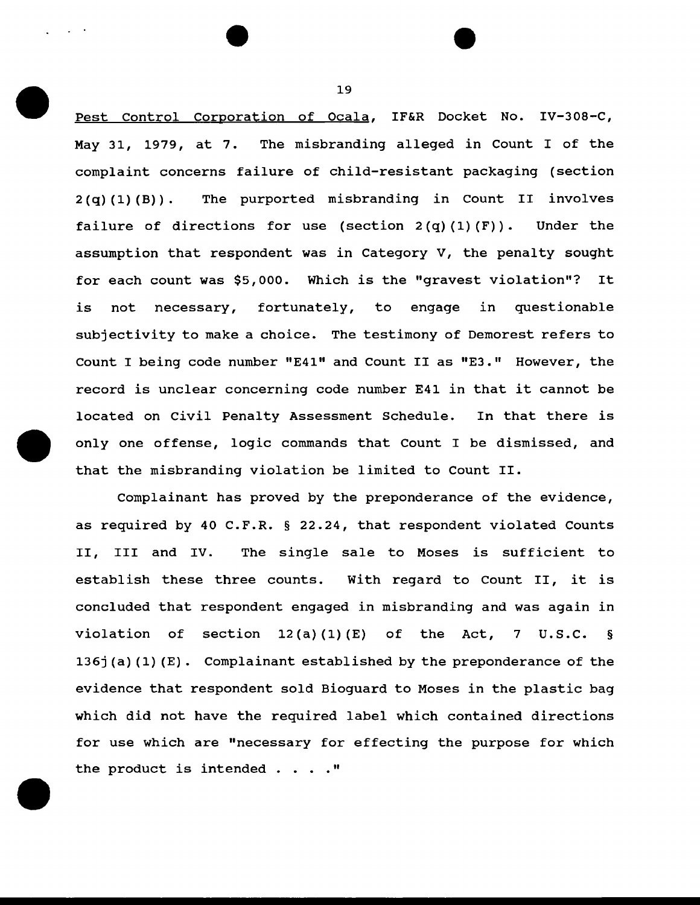Pest Control Corporation of Ocala, IF&R Docket No. IV-308-C, May 31, 1979, at 7. The misbranding alleged in Count I of the complaint concerns failure of child-resistant packaging (section 2(q)(1)(B)). The purported misbranding in Count II involves failure of directions for use (section 2(q)(1)(F)). Under the assumption that respondent was in Category V, the penalty sought for each count was $5,000. Which is the "gravest violation"? It is not necessary, fortunately, to engage in questionable subjectivity to make a choice. The testimony of Demorest refers to Count I being code number "E41" and Count II as "E3." However, the record is unclear concerning code number E41 in that it cannot be located on Civil Penalty Assessment Schedule. In that there is only one offense, logic commands that Count I be dismissed, and that the misbranding violation be limited to Count II.

Complainant has proved by the preponderance of the evidence, as required by 40 C.F.R. § 22.24, that respondent violated Counts II, III and IV. The single sale to Moses is sufficient to establish these three counts. With regard to Count II, it is concluded that respondent engaged in misbranding and was again in violation of section 12(a)(1)(E) of the Act, 7 U.S.C. § 136j(a)(1)(E). Complainant established by the preponderance of the evidence that respondent sold Bioguard to Moses in the plastic bag which did not have the required label which contained directions for use which are "necessary for effecting the purpose for which the product is intended . . . ."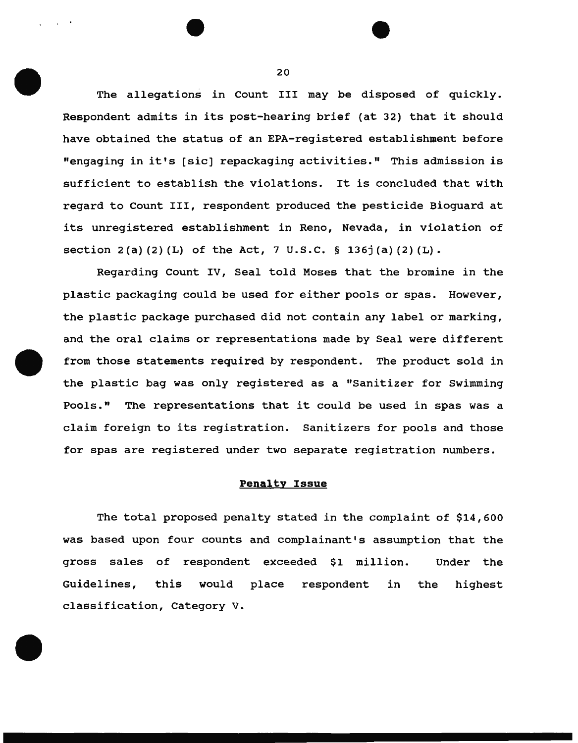The allegations in Count III may be disposed of quickly. Respondent admits in its post-hearing brief (at 32) that it should have obtained the status of an EPA-registered establishment before "engaging in it's [sic] repackaging activities." This admission is sufficient to establish the violations. It is concluded that with regard to Count III, respondent produced the pesticide Bioguard at its unregistered establishment in Reno, Nevada, in violation of section 2(a)(2)(L) of the Act, 7 U.S.C. § 136j(a)(2)(L).

Regarding Count IV, Seal told Moses that the bromine in the plastic packaging could be used for either pools or spas. However, the plastic package purchased did not contain any label or marking, and the oral claims or representations made by Seal were different from those statements required by respondent. The product sold in the plastic bag was only registered as a "Sanitizer for Swimming Pools." The representations that it could be used in spas was a claim foreign to its registration. Sanitizers for pools and those for spas are registered under two separate registration numbers.

## Penalty Issue

The total proposed penalty stated in the complaint of $14,600 was based upon four counts and complainant's assumption that the gross sales of respondent exceeded $1 million. Under the Guidelines, this would place respondent in the highest classification, Category V.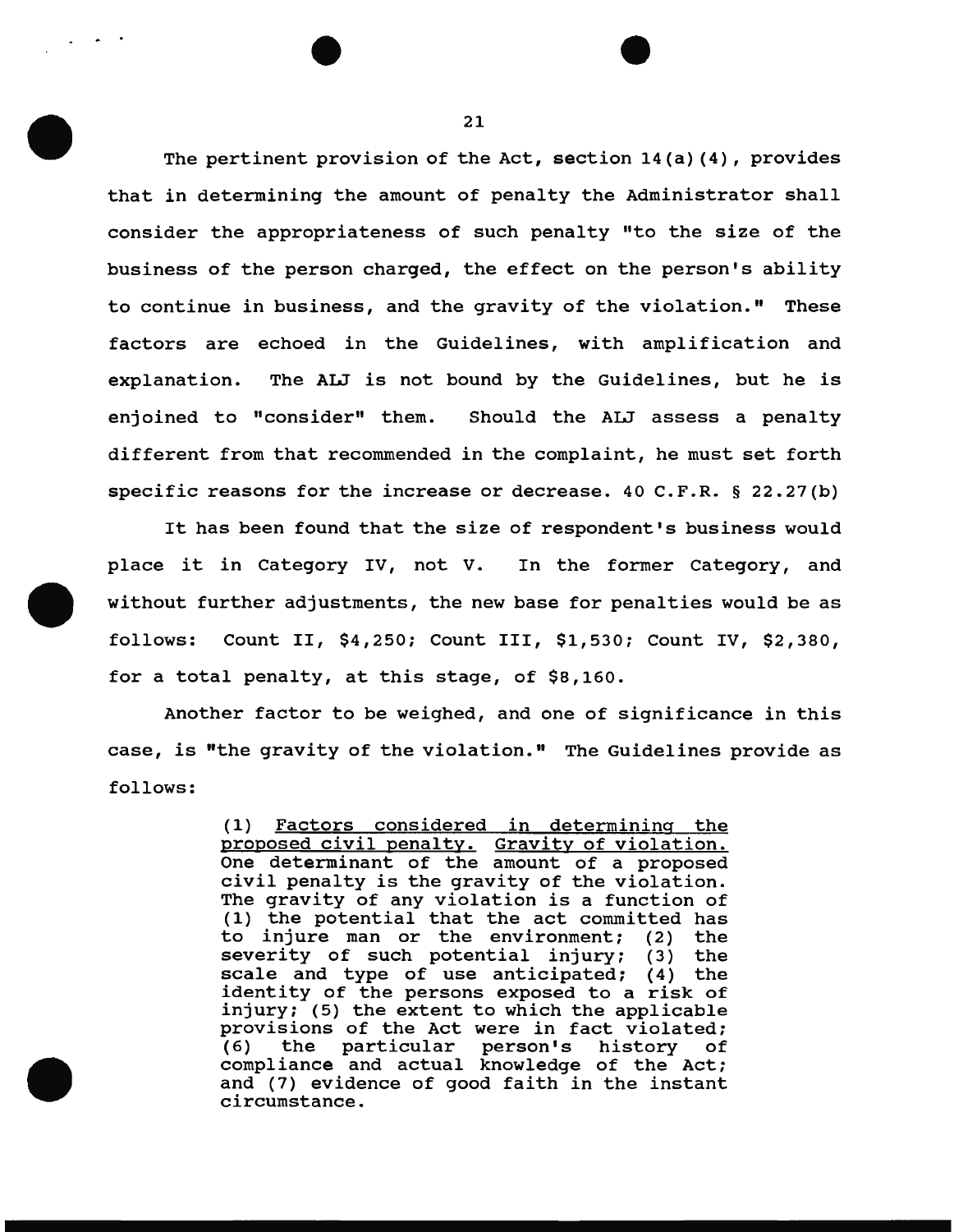The pertinent provision of the Act, section 14(a)(4), provides that in determining the amount of penalty the Administrator shall consider the appropriateness of such penalty "to the size of the business of the person charged, the effect on the person's ability to continue in business, and the gravity of the violation." These factors are echoed in the Guidelines, with amplification and explanation. The ALJ is not bound by the Guidelines, but he is enjoined to "consider" them. Should the ALJ assess a penalty different from that recommended in the complaint, he must set forth specific reasons for the increase or decrease. 40 C.F.R. § 22.27(b)

It has been found that the size of respondent's business would place it in Category IV, not V. In the former Category, and without further adjustments, the new base for penalties would be as follows: Count II, $4,250; Count III, $1,530; Count IV, $2,380, for a total penalty, at this stage, of $8,160.

Another factor to be weighed, and one of significance in this case, is "the gravity of the violation." The Guidelines provide as follows:

> (1) <u>Factors considered in determining the proposed civil penalty. Gravity of violation.</u> One determinant of the amount of a proposed civil penalty is the gravity of the violation. The gravity of any violation is a function of (1) the potential that the act committed has to injure man or the environment; (2) the severity of such potential injury; (3) the scale and type of use anticipated; (4) the identity of the persons exposed to a risk of injury; (5) the extent to which the applicable provisions of the Act were in fact violated; (6) the particular person's history of compliance and actual knowledge of the Act; and (7) evidence of good faith in the instant circumstance.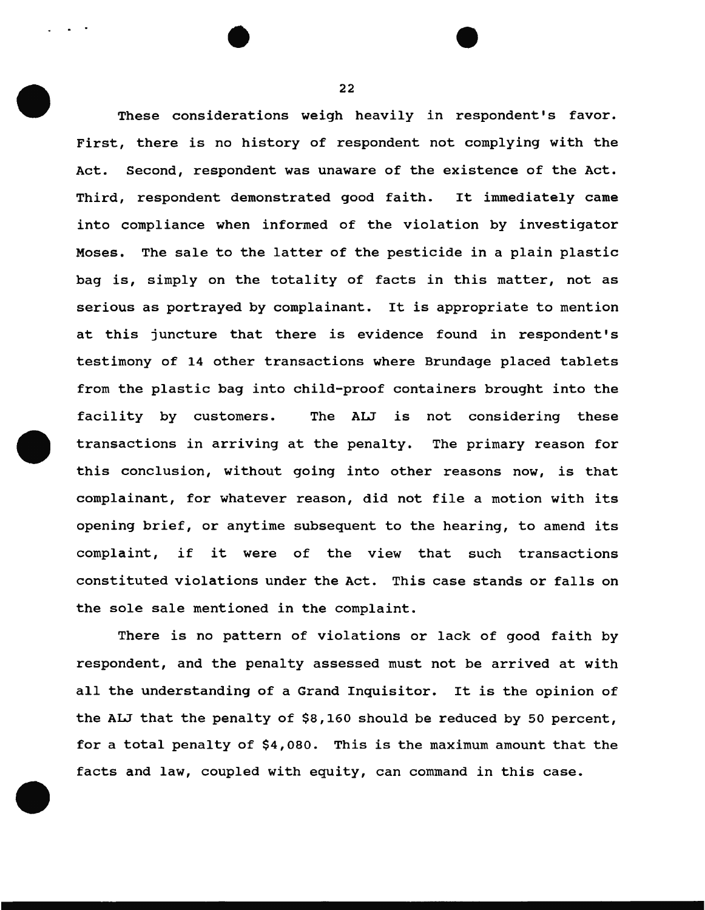These considerations weigh heavily in respondent's favor. First, there is no history of respondent not complying with the Act. Second, respondent was unaware of the existence of the Act. Third, respondent demonstrated good faith. It immediately came into compliance when informed of the violation by investigator Moses. The sale to the latter of the pesticide in a plain plastic bag is, simply on the totality of facts in this matter, not as serious as portrayed by complainant. It is appropriate to mention at this juncture that there is evidence found in respondent's testimony of 14 other transactions where Brundage placed tablets from the plastic bag into child-proof containers brought into the facility by customers. The ALJ is not considering these transactions in arriving at the penalty. The primary reason for this conclusion, without going into other reasons now, is that complainant, for whatever reason, did not file a motion with its opening brief, or anytime subsequent to the hearing, to amend its complaint, if it were of the view that such transactions constituted violations under the Act. This case stands or falls on the sole sale mentioned in the complaint.

There is no pattern of violations or lack of good faith by respondent, and the penalty assessed must not be arrived at with all the understanding of a Grand Inquisitor. It is the opinion of the ALJ that the penalty of $8,160 should be reduced by 50 percent, for a total penalty of $4,080. This is the maximum amount that the facts and law, coupled with equity, can command in this case.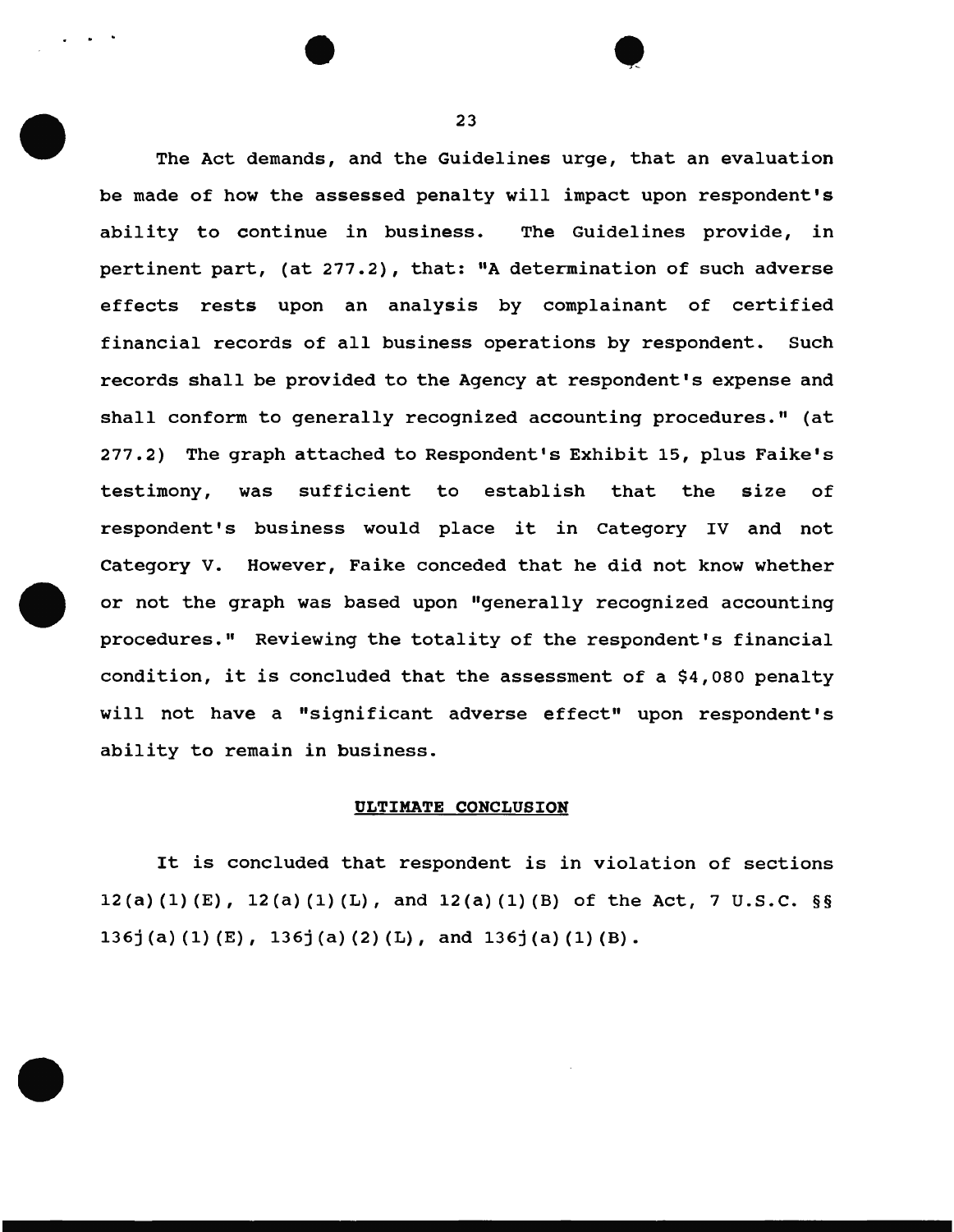The Act demands, and the Guidelines urge, that an evaluation be made of how the assessed penalty will impact upon respondent's ability to continue in business. The Guidelines provide, in pertinent part, (at 277.2), that: "A determination of such adverse effects rests upon an analysis by complainant of certified financial records of all business operations by respondent. Such records shall be provided to the Agency at respondent's expense and shall conform to generally recognized accounting procedures." (at 277.2) The graph attached to Respondent's Exhibit 15, plus Faike's testimony, was sufficient to establish that the size of respondent's business would place it in Category IV and not Category V. However, Faike conceded that he did not know whether or not the graph was based upon "generally recognized accounting procedures." Reviewing the totality of the respondent's financial condition, it is concluded that the assessment of a $4,080 penalty will not have a "significant adverse effect" upon respondent's ability to remain in business.

## ULTIMATE CONCLUSION

It is concluded that respondent is in violation of sections 12(a)(1)(E), 12(a)(1)(L), and 12(a)(1)(B) of the Act, 7 U.S.C. §§ 136j(a)(1)(E), 136j(a)(2)(L), and 136j(a)(1)(B).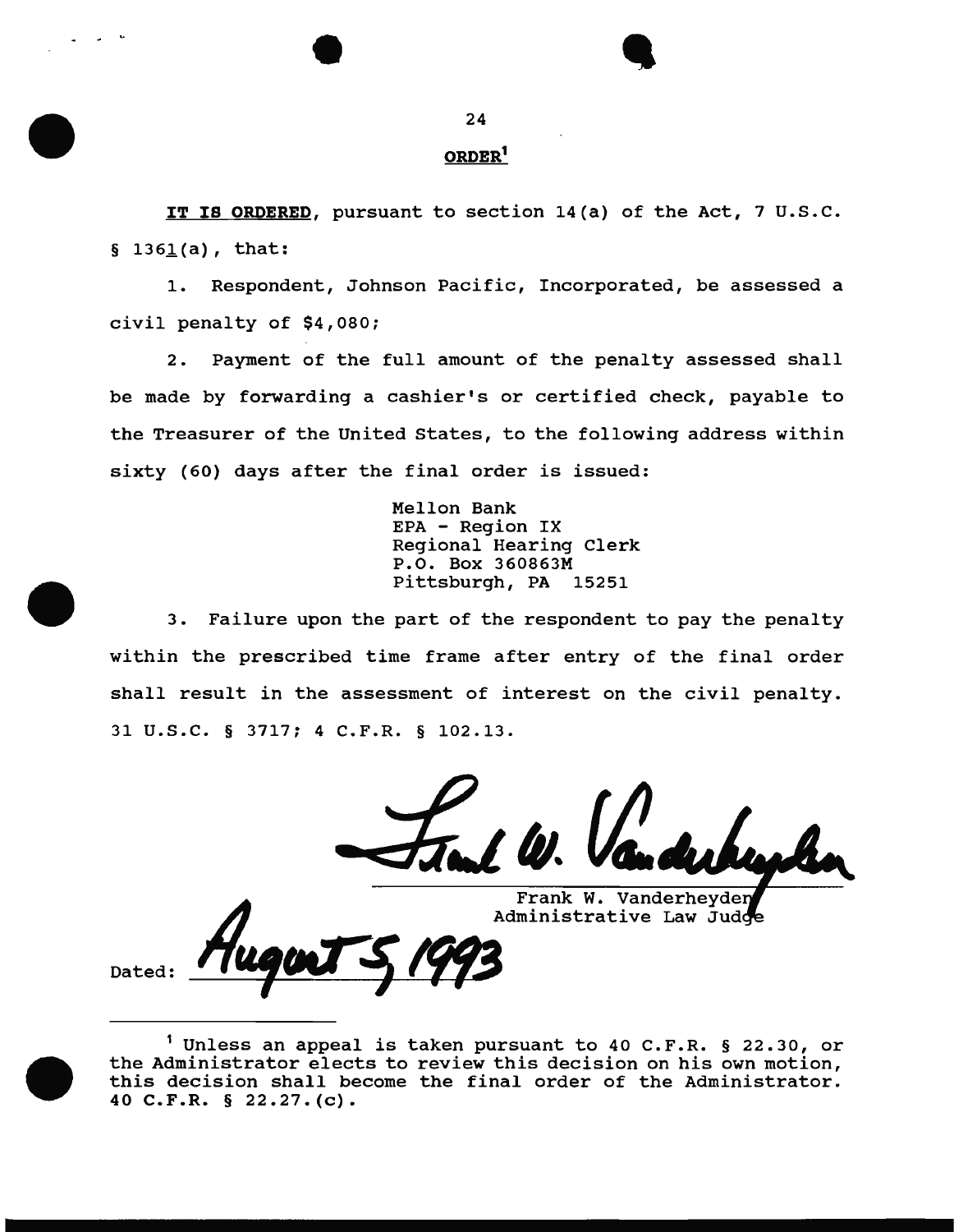## ORDER[1]

**IT IS ORDERED**, pursuant to section 14(a) of the Act, 7 U.S.C. § 136l(a), that:

1. Respondent, Johnson Pacific, Incorporated, be assessed a civil penalty of $4,080;

2. Payment of the full amount of the penalty assessed shall be made by forwarding a cashier's or certified check, payable to the Treasurer of the United States, to the following address within sixty (60) days after the final order is issued:

Mellon Bank
EPA - Region IX
Regional Hearing Clerk
P.O. Box 360863M
Pittsburgh, PA 15251

3. Failure upon the part of the respondent to pay the penalty within the prescribed time frame after entry of the final order shall result in the assessment of interest on the civil penalty. 31 U.S.C. § 3717; 4 C.F.R. § 102.13.

Frank W. Vanderheyden
Administrative Law Judge

Dated: August 5, 1993

---

[1] Unless an appeal is taken pursuant to 40 C.F.R. § 22.30, or the Administrator elects to review this decision on his own motion, this decision shall become the final order of the Administrator. 40 C.F.R. § 22.27.(c).